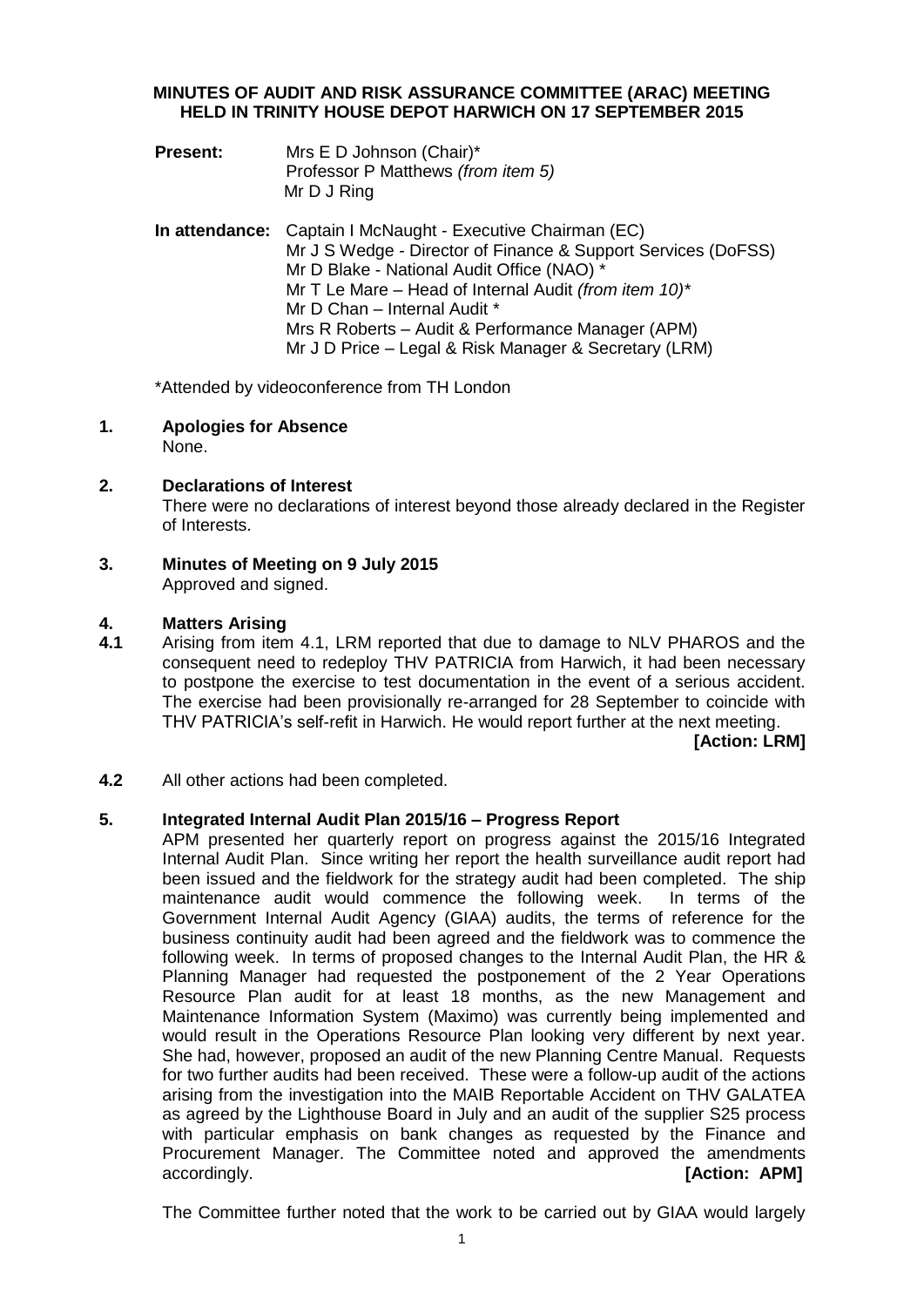**MINUTES OF AUDIT AND RISK ASSURANCE COMMITTEE (ARAC) MEETING HELD IN TRINITY HOUSE DEPOT HARWICH ON 17 SEPTEMBER 2015**

**Present:** Mrs E D Johnson (Chair)*
Professor P Matthews *(from item 5)*
Mr D J Ring

**In attendance:** Captain I McNaught - Executive Chairman (EC)
Mr J S Wedge - Director of Finance & Support Services (DoFSS)
Mr D Blake - National Audit Office (NAO) *
Mr T Le Mare – Head of Internal Audit *(from item 10)**
Mr D Chan – Internal Audit *
Mrs R Roberts – Audit & Performance Manager (APM)
Mr J D Price – Legal & Risk Manager & Secretary (LRM)

*Attended by videoconference from TH London

## 1. Apologies for Absence

None.

## 2. Declarations of Interest

There were no declarations of interest beyond those already declared in the Register of Interests.

## 3. Minutes of Meeting on 9 July 2015

Approved and signed.

## 4. Matters Arising

**4.1** Arising from item 4.1, LRM reported that due to damage to NLV PHAROS and the consequent need to redeploy THV PATRICIA from Harwich, it had been necessary to postpone the exercise to test documentation in the event of a serious accident. The exercise had been provisionally re-arranged for 28 September to coincide with THV PATRICIA's self-refit in Harwich. He would report further at the next meeting.

**[Action: LRM]**

**4.2** All other actions had been completed.

## 5. Integrated Internal Audit Plan 2015/16 – Progress Report

APM presented her quarterly report on progress against the 2015/16 Integrated Internal Audit Plan. Since writing her report the health surveillance audit report had been issued and the fieldwork for the strategy audit had been completed. The ship maintenance audit would commence the following week. In terms of the Government Internal Audit Agency (GIAA) audits, the terms of reference for the business continuity audit had been agreed and the fieldwork was to commence the following week. In terms of proposed changes to the Internal Audit Plan, the HR & Planning Manager had requested the postponement of the 2 Year Operations Resource Plan audit for at least 18 months, as the new Management and Maintenance Information System (Maximo) was currently being implemented and would result in the Operations Resource Plan looking very different by next year. She had, however, proposed an audit of the new Planning Centre Manual. Requests for two further audits had been received. These were a follow-up audit of the actions arising from the investigation into the MAIB Reportable Accident on THV GALATEA as agreed by the Lighthouse Board in July and an audit of the supplier S25 process with particular emphasis on bank changes as requested by the Finance and Procurement Manager. The Committee noted and approved the amendments accordingly. **[Action: APM]**

The Committee further noted that the work to be carried out by GIAA would largely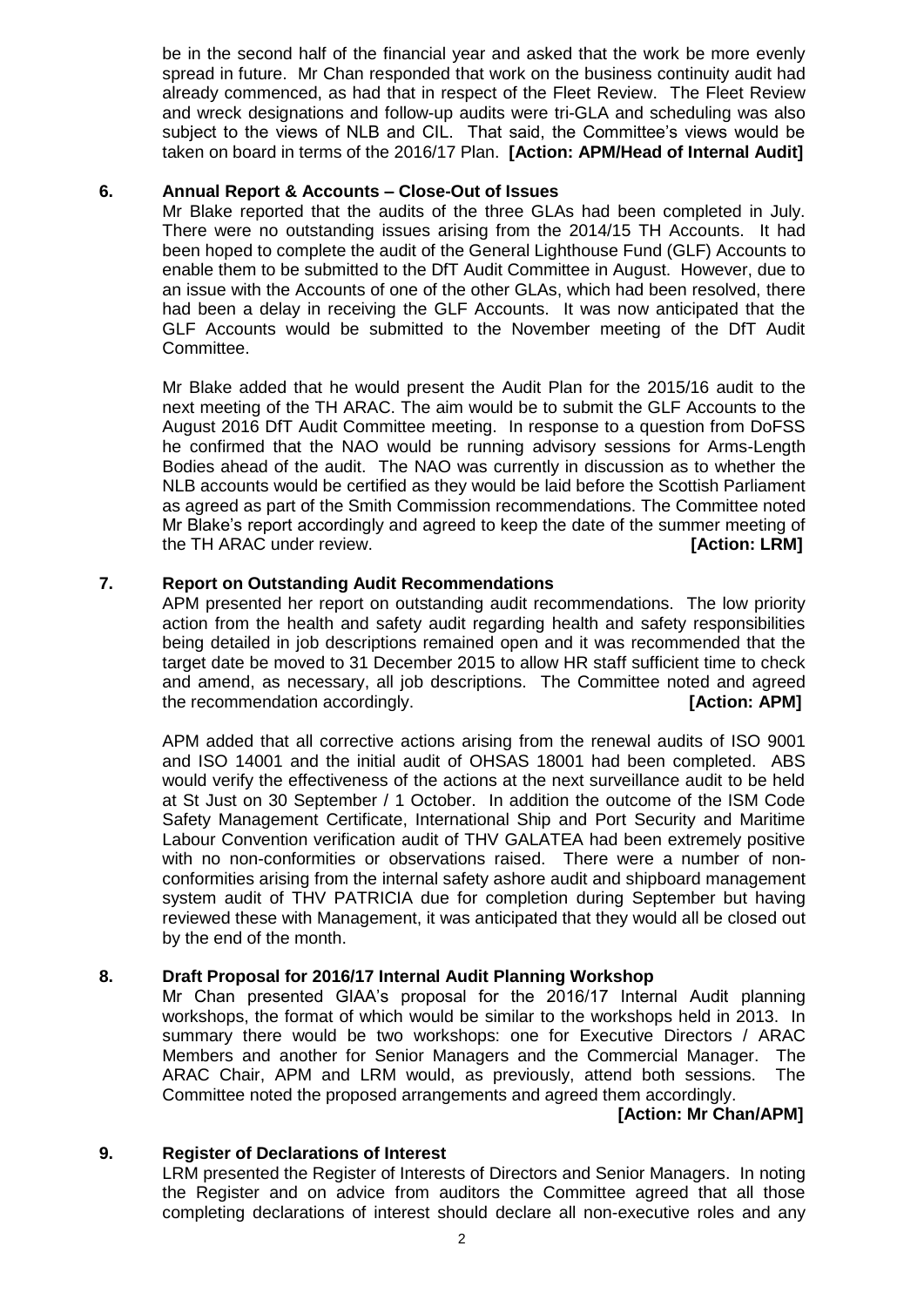be in the second half of the financial year and asked that the work be more evenly spread in future. Mr Chan responded that work on the business continuity audit had already commenced, as had that in respect of the Fleet Review. The Fleet Review and wreck designations and follow-up audits were tri-GLA and scheduling was also subject to the views of NLB and CIL. That said, the Committee's views would be taken on board in terms of the 2016/17 Plan. **[Action: APM/Head of Internal Audit]**

## 6. Annual Report & Accounts – Close-Out of Issues

Mr Blake reported that the audits of the three GLAs had been completed in July. There were no outstanding issues arising from the 2014/15 TH Accounts. It had been hoped to complete the audit of the General Lighthouse Fund (GLF) Accounts to enable them to be submitted to the DfT Audit Committee in August. However, due to an issue with the Accounts of one of the other GLAs, which had been resolved, there had been a delay in receiving the GLF Accounts. It was now anticipated that the GLF Accounts would be submitted to the November meeting of the DfT Audit Committee.

Mr Blake added that he would present the Audit Plan for the 2015/16 audit to the next meeting of the TH ARAC. The aim would be to submit the GLF Accounts to the August 2016 DfT Audit Committee meeting. In response to a question from DoFSS he confirmed that the NAO would be running advisory sessions for Arms-Length Bodies ahead of the audit. The NAO was currently in discussion as to whether the NLB accounts would be certified as they would be laid before the Scottish Parliament as agreed as part of the Smith Commission recommendations. The Committee noted Mr Blake's report accordingly and agreed to keep the date of the summer meeting of the TH ARAC under review. **[Action: LRM]**

## 7. Report on Outstanding Audit Recommendations

APM presented her report on outstanding audit recommendations. The low priority action from the health and safety audit regarding health and safety responsibilities being detailed in job descriptions remained open and it was recommended that the target date be moved to 31 December 2015 to allow HR staff sufficient time to check and amend, as necessary, all job descriptions. The Committee noted and agreed the recommendation accordingly. **[Action: APM]**

APM added that all corrective actions arising from the renewal audits of ISO 9001 and ISO 14001 and the initial audit of OHSAS 18001 had been completed. ABS would verify the effectiveness of the actions at the next surveillance audit to be held at St Just on 30 September / 1 October. In addition the outcome of the ISM Code Safety Management Certificate, International Ship and Port Security and Maritime Labour Convention verification audit of THV GALATEA had been extremely positive with no non-conformities or observations raised. There were a number of non-conformities arising from the internal safety ashore audit and shipboard management system audit of THV PATRICIA due for completion during September but having reviewed these with Management, it was anticipated that they would all be closed out by the end of the month.

## 8. Draft Proposal for 2016/17 Internal Audit Planning Workshop

Mr Chan presented GIAA's proposal for the 2016/17 Internal Audit planning workshops, the format of which would be similar to the workshops held in 2013. In summary there would be two workshops: one for Executive Directors / ARAC Members and another for Senior Managers and the Commercial Manager. The ARAC Chair, APM and LRM would, as previously, attend both sessions. The Committee noted the proposed arrangements and agreed them accordingly.

**[Action: Mr Chan/APM]**

## 9. Register of Declarations of Interest

LRM presented the Register of Interests of Directors and Senior Managers. In noting the Register and on advice from auditors the Committee agreed that all those completing declarations of interest should declare all non-executive roles and any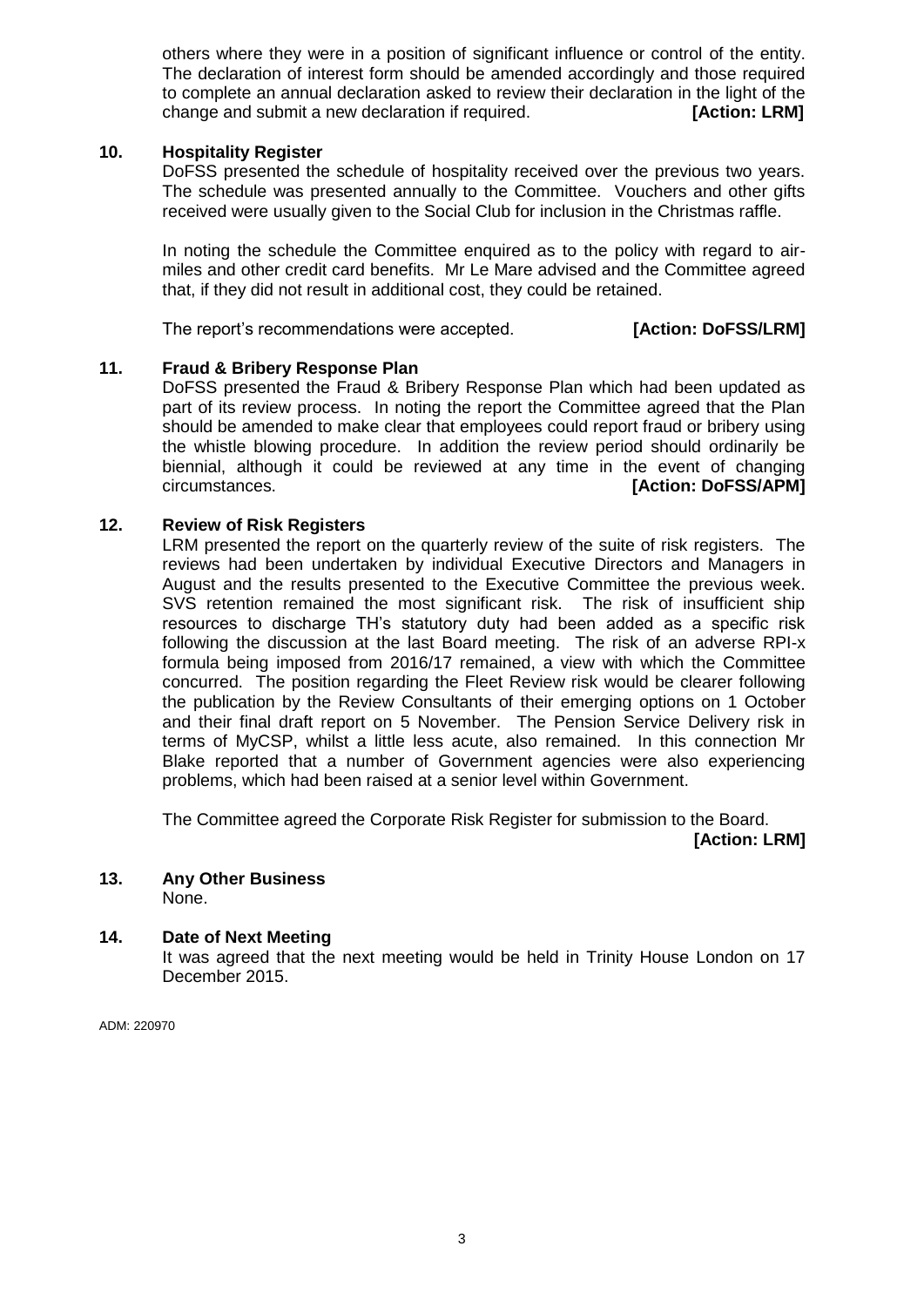others where they were in a position of significant influence or control of the entity. The declaration of interest form should be amended accordingly and those required to complete an annual declaration asked to review their declaration in the light of the change and submit a new declaration if required. **[Action: LRM]**

**10. Hospitality Register**

DoFSS presented the schedule of hospitality received over the previous two years. The schedule was presented annually to the Committee. Vouchers and other gifts received were usually given to the Social Club for inclusion in the Christmas raffle.

In noting the schedule the Committee enquired as to the policy with regard to air-miles and other credit card benefits. Mr Le Mare advised and the Committee agreed that, if they did not result in additional cost, they could be retained.

The report's recommendations were accepted. **[Action: DoFSS/LRM]**

**11. Fraud & Bribery Response Plan**

DoFSS presented the Fraud & Bribery Response Plan which had been updated as part of its review process. In noting the report the Committee agreed that the Plan should be amended to make clear that employees could report fraud or bribery using the whistle blowing procedure. In addition the review period should ordinarily be biennial, although it could be reviewed at any time in the event of changing circumstances. **[Action: DoFSS/APM]**

**12. Review of Risk Registers**

LRM presented the report on the quarterly review of the suite of risk registers. The reviews had been undertaken by individual Executive Directors and Managers in August and the results presented to the Executive Committee the previous week. SVS retention remained the most significant risk. The risk of insufficient ship resources to discharge TH's statutory duty had been added as a specific risk following the discussion at the last Board meeting. The risk of an adverse RPI-x formula being imposed from 2016/17 remained, a view with which the Committee concurred. The position regarding the Fleet Review risk would be clearer following the publication by the Review Consultants of their emerging options on 1 October and their final draft report on 5 November. The Pension Service Delivery risk in terms of MyCSP, whilst a little less acute, also remained. In this connection Mr Blake reported that a number of Government agencies were also experiencing problems, which had been raised at a senior level within Government.

The Committee agreed the Corporate Risk Register for submission to the Board. **[Action: LRM]**

**13. Any Other Business**

None.

**14. Date of Next Meeting**

It was agreed that the next meeting would be held in Trinity House London on 17 December 2015.

ADM: 220970